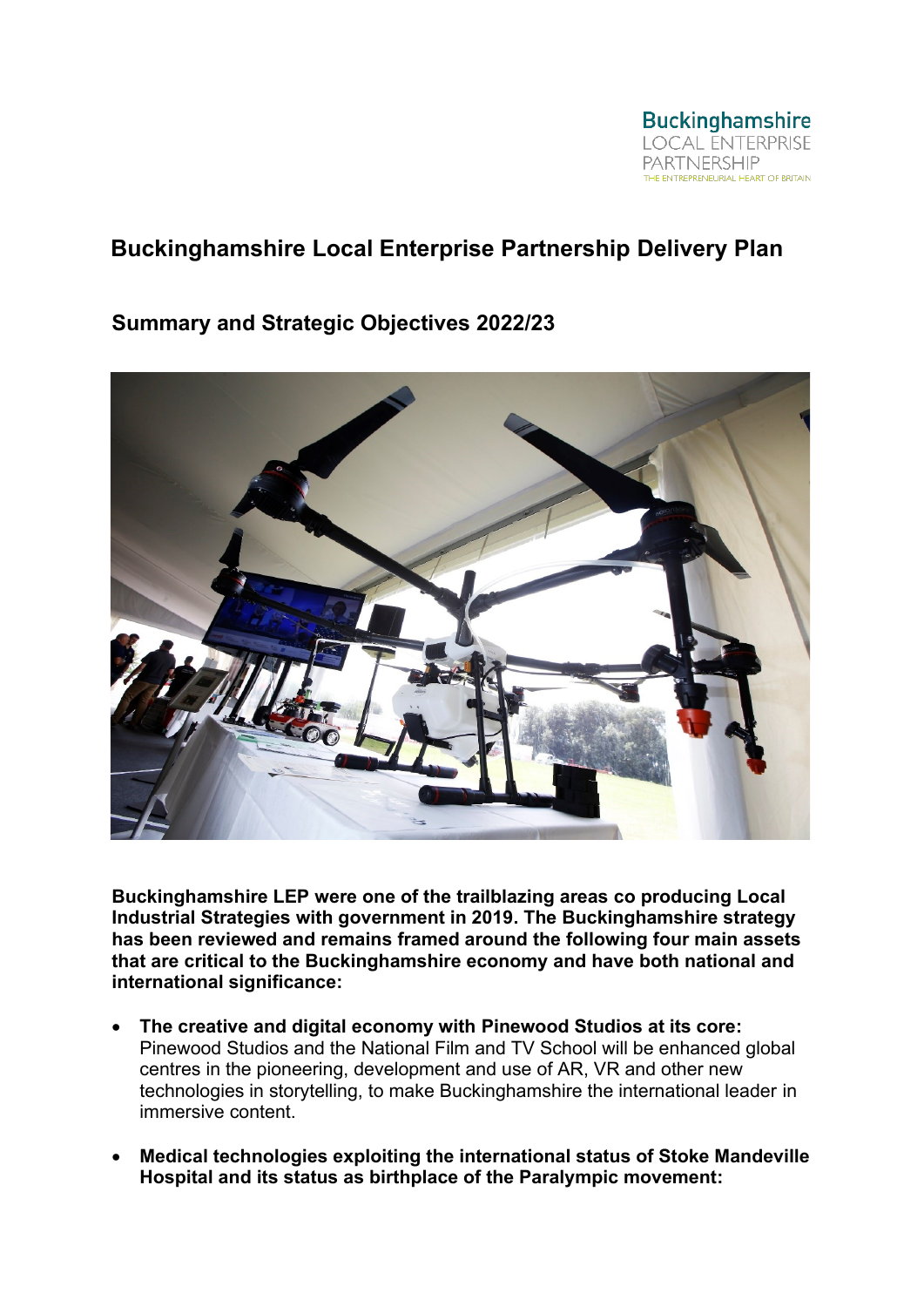Buckinghamshire
LOCAL ENTERPRISE
PARTNERSHIP
THE ENTREPRENEURIAL HEART OF BRITAIN

# Buckinghamshire Local Enterprise Partnership Delivery Plan

## Summary and Strategic Objectives 2022/23

**Buckinghamshire LEP were one of the trailblazing areas co producing Local Industrial Strategies with government in 2019. The Buckinghamshire strategy has been reviewed and remains framed around the following four main assets that are critical to the Buckinghamshire economy and have both national and international significance:**

- **The creative and digital economy with Pinewood Studios at its core:** Pinewood Studios and the National Film and TV School will be enhanced global centres in the pioneering, development and use of AR, VR and other new technologies in storytelling, to make Buckinghamshire the international leader in immersive content.
- **Medical technologies exploiting the international status of Stoke Mandeville Hospital and its status as birthplace of the Paralympic movement:**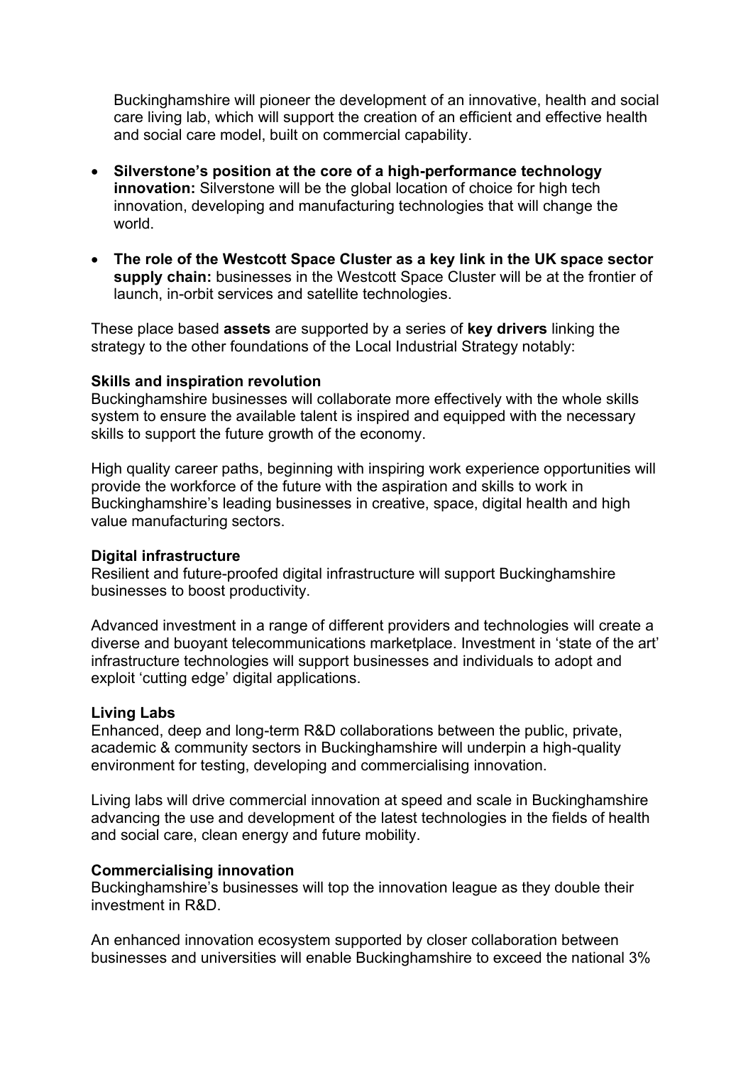Buckinghamshire will pioneer the development of an innovative, health and social care living lab, which will support the creation of an efficient and effective health and social care model, built on commercial capability.

- **Silverstone's position at the core of a high-performance technology innovation:** Silverstone will be the global location of choice for high tech innovation, developing and manufacturing technologies that will change the world.
- **The role of the Westcott Space Cluster as a key link in the UK space sector supply chain:** businesses in the Westcott Space Cluster will be at the frontier of launch, in-orbit services and satellite technologies.

These place based **assets** are supported by a series of **key drivers** linking the strategy to the other foundations of the Local Industrial Strategy notably:

**Skills and inspiration revolution**
Buckinghamshire businesses will collaborate more effectively with the whole skills system to ensure the available talent is inspired and equipped with the necessary skills to support the future growth of the economy.

High quality career paths, beginning with inspiring work experience opportunities will provide the workforce of the future with the aspiration and skills to work in Buckinghamshire's leading businesses in creative, space, digital health and high value manufacturing sectors.

**Digital infrastructure**
Resilient and future-proofed digital infrastructure will support Buckinghamshire businesses to boost productivity.

Advanced investment in a range of different providers and technologies will create a diverse and buoyant telecommunications marketplace. Investment in 'state of the art' infrastructure technologies will support businesses and individuals to adopt and exploit 'cutting edge' digital applications.

**Living Labs**
Enhanced, deep and long-term R&D collaborations between the public, private, academic & community sectors in Buckinghamshire will underpin a high-quality environment for testing, developing and commercialising innovation.

Living labs will drive commercial innovation at speed and scale in Buckinghamshire advancing the use and development of the latest technologies in the fields of health and social care, clean energy and future mobility.

**Commercialising innovation**
Buckinghamshire's businesses will top the innovation league as they double their investment in R&D.

An enhanced innovation ecosystem supported by closer collaboration between businesses and universities will enable Buckinghamshire to exceed the national 3%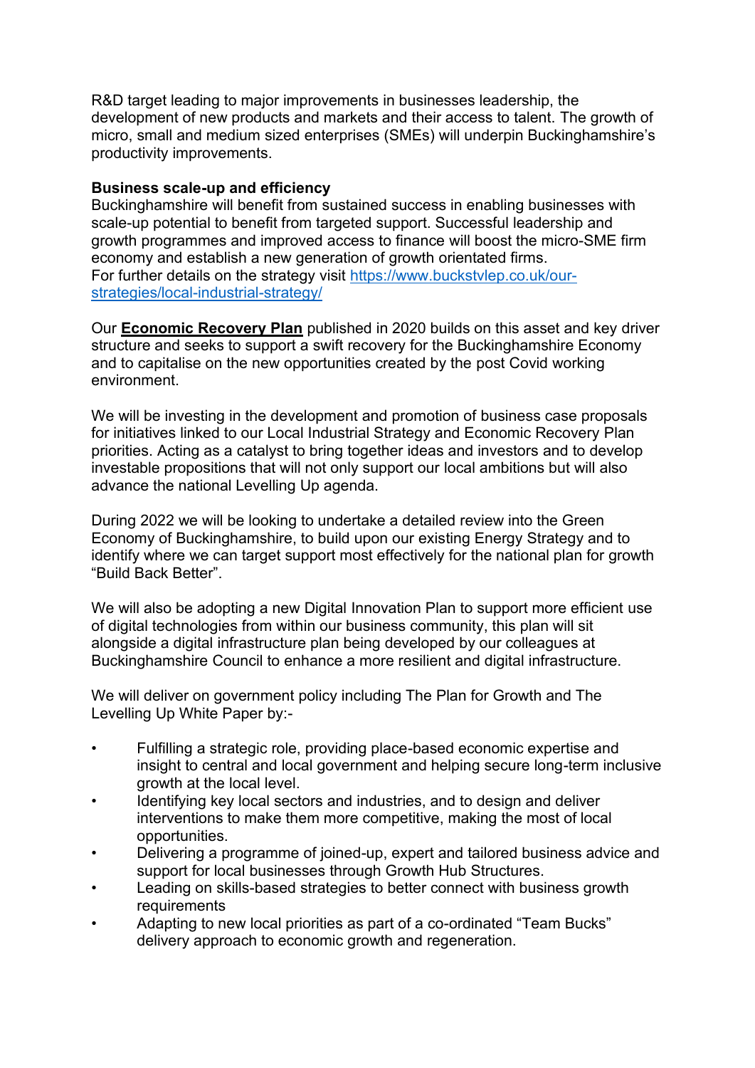R&D target leading to major improvements in businesses leadership, the development of new products and markets and their access to talent. The growth of micro, small and medium sized enterprises (SMEs) will underpin Buckinghamshire's productivity improvements.

**Business scale-up and efficiency**
Buckinghamshire will benefit from sustained success in enabling businesses with scale-up potential to benefit from targeted support. Successful leadership and growth programmes and improved access to finance will boost the micro-SME firm economy and establish a new generation of growth orientated firms.
For further details on the strategy visit [https://www.buckstvlep.co.uk/our-strategies/local-industrial-strategy/](https://www.buckstvlep.co.uk/our-strategies/local-industrial-strategy/)

Our **Economic Recovery Plan** published in 2020 builds on this asset and key driver structure and seeks to support a swift recovery for the Buckinghamshire Economy and to capitalise on the new opportunities created by the post Covid working environment.

We will be investing in the development and promotion of business case proposals for initiatives linked to our Local Industrial Strategy and Economic Recovery Plan priorities. Acting as a catalyst to bring together ideas and investors and to develop investable propositions that will not only support our local ambitions but will also advance the national Levelling Up agenda.

During 2022 we will be looking to undertake a detailed review into the Green Economy of Buckinghamshire, to build upon our existing Energy Strategy and to identify where we can target support most effectively for the national plan for growth "Build Back Better".

We will also be adopting a new Digital Innovation Plan to support more efficient use of digital technologies from within our business community, this plan will sit alongside a digital infrastructure plan being developed by our colleagues at Buckinghamshire Council to enhance a more resilient and digital infrastructure.

We will deliver on government policy including The Plan for Growth and The Levelling Up White Paper by:-

- Fulfilling a strategic role, providing place-based economic expertise and insight to central and local government and helping secure long-term inclusive growth at the local level.
- Identifying key local sectors and industries, and to design and deliver interventions to make them more competitive, making the most of local opportunities.
- Delivering a programme of joined-up, expert and tailored business advice and support for local businesses through Growth Hub Structures.
- Leading on skills-based strategies to better connect with business growth requirements
- Adapting to new local priorities as part of a co-ordinated "Team Bucks" delivery approach to economic growth and regeneration.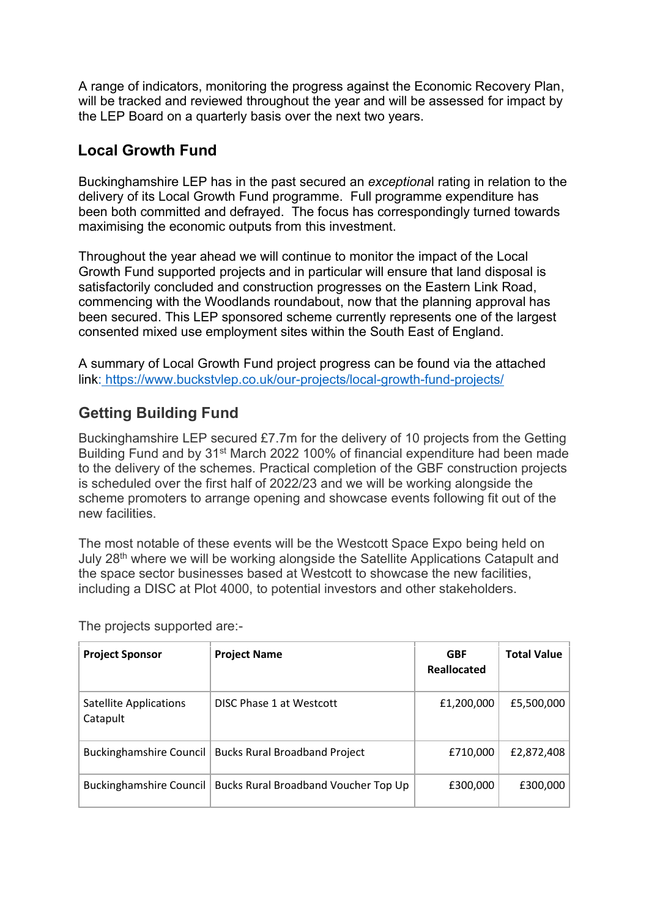A range of indicators, monitoring the progress against the Economic Recovery Plan, will be tracked and reviewed throughout the year and will be assessed for impact by the LEP Board on a quarterly basis over the next two years.

## Local Growth Fund

Buckinghamshire LEP has in the past secured an *exceptional* rating in relation to the delivery of its Local Growth Fund programme. Full programme expenditure has been both committed and defrayed. The focus has correspondingly turned towards maximising the economic outputs from this investment.

Throughout the year ahead we will continue to monitor the impact of the Local Growth Fund supported projects and in particular will ensure that land disposal is satisfactorily concluded and construction progresses on the Eastern Link Road, commencing with the Woodlands roundabout, now that the planning approval has been secured. This LEP sponsored scheme currently represents one of the largest consented mixed use employment sites within the South East of England.

A summary of Local Growth Fund project progress can be found via the attached link: https://www.buckstvlep.co.uk/our-projects/local-growth-fund-projects/

## Getting Building Fund

Buckinghamshire LEP secured £7.7m for the delivery of 10 projects from the Getting Building Fund and by 31st March 2022 100% of financial expenditure had been made to the delivery of the schemes. Practical completion of the GBF construction projects is scheduled over the first half of 2022/23 and we will be working alongside the scheme promoters to arrange opening and showcase events following fit out of the new facilities.

The most notable of these events will be the Westcott Space Expo being held on July 28th where we will be working alongside the Satellite Applications Catapult and the space sector businesses based at Westcott to showcase the new facilities, including a DISC at Plot 4000, to potential investors and other stakeholders.

The projects supported are:-

| Project Sponsor | Project Name | GBF Reallocated | Total Value |
|---|---|---|---|
| Satellite Applications Catapult | DISC Phase 1 at Westcott | £1,200,000 | £5,500,000 |
| Buckinghamshire Council | Bucks Rural Broadband Project | £710,000 | £2,872,408 |
| Buckinghamshire Council | Bucks Rural Broadband Voucher Top Up | £300,000 | £300,000 |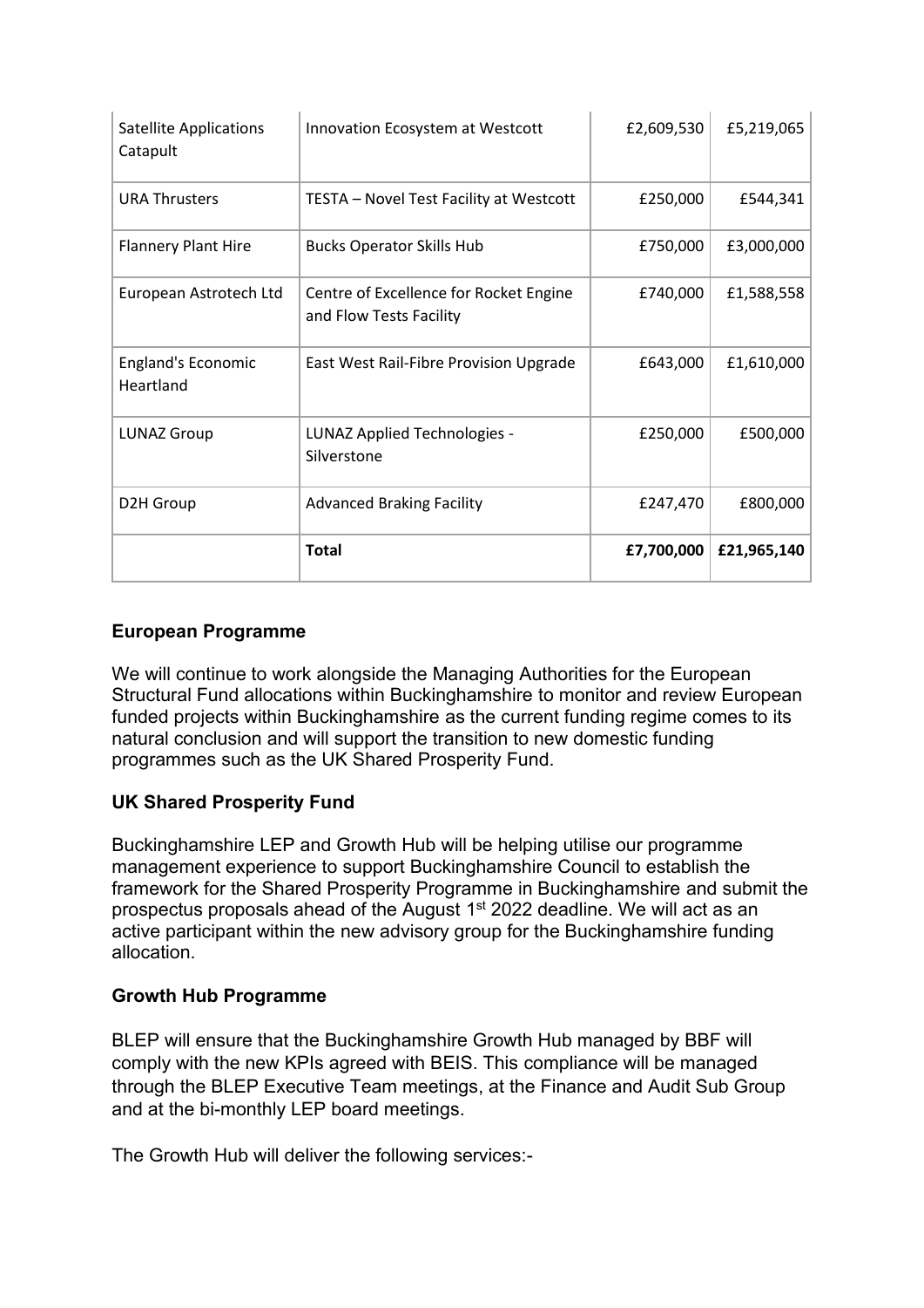| | | | |
|---|---|---|---|
| Satellite Applications Catapult | Innovation Ecosystem at Westcott | £2,609,530 | £5,219,065 |
| URA Thrusters | TESTA – Novel Test Facility at Westcott | £250,000 | £544,341 |
| Flannery Plant Hire | Bucks Operator Skills Hub | £750,000 | £3,000,000 |
| European Astrotech Ltd | Centre of Excellence for Rocket Engine and Flow Tests Facility | £740,000 | £1,588,558 |
| England's Economic Heartland | East West Rail-Fibre Provision Upgrade | £643,000 | £1,610,000 |
| LUNAZ Group | LUNAZ Applied Technologies - Silverstone | £250,000 | £500,000 |
| D2H Group | Advanced Braking Facility | £247,470 | £800,000 |
| | **Total** | **£7,700,000** | **£21,965,140** |

### European Programme

We will continue to work alongside the Managing Authorities for the European Structural Fund allocations within Buckinghamshire to monitor and review European funded projects within Buckinghamshire as the current funding regime comes to its natural conclusion and will support the transition to new domestic funding programmes such as the UK Shared Prosperity Fund.

### UK Shared Prosperity Fund

Buckinghamshire LEP and Growth Hub will be helping utilise our programme management experience to support Buckinghamshire Council to establish the framework for the Shared Prosperity Programme in Buckinghamshire and submit the prospectus proposals ahead of the August 1st 2022 deadline. We will act as an active participant within the new advisory group for the Buckinghamshire funding allocation.

### Growth Hub Programme

BLEP will ensure that the Buckinghamshire Growth Hub managed by BBF will comply with the new KPIs agreed with BEIS. This compliance will be managed through the BLEP Executive Team meetings, at the Finance and Audit Sub Group and at the bi-monthly LEP board meetings.

The Growth Hub will deliver the following services:-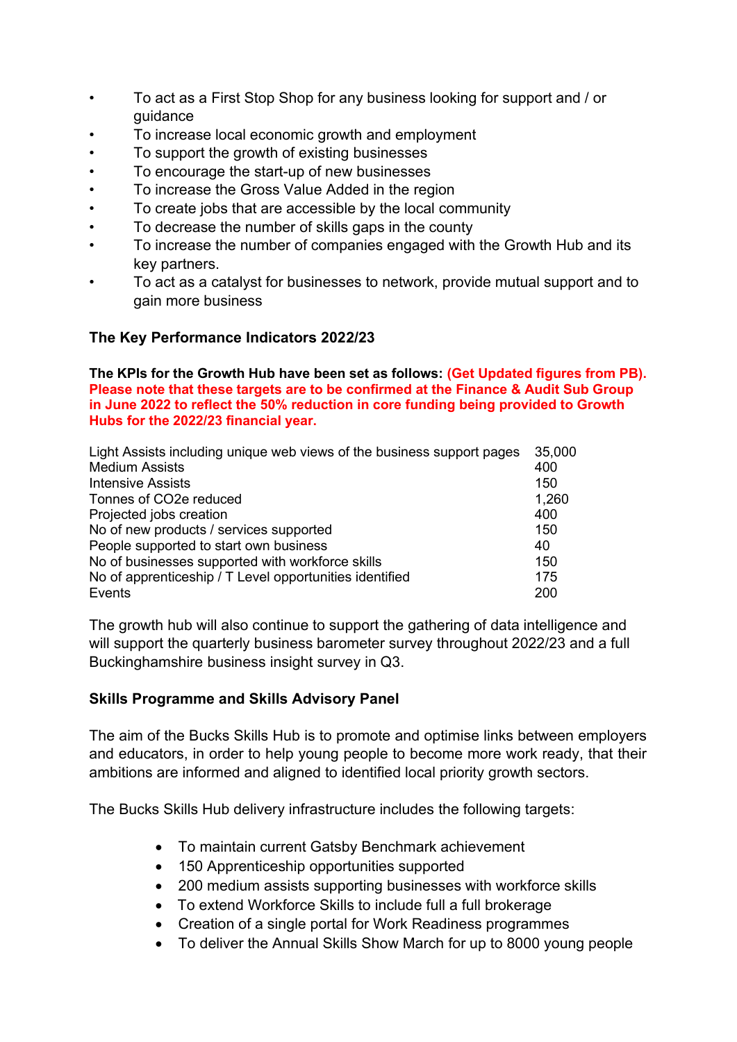- To act as a First Stop Shop for any business looking for support and / or guidance
- To increase local economic growth and employment
- To support the growth of existing businesses
- To encourage the start-up of new businesses
- To increase the Gross Value Added in the region
- To create jobs that are accessible by the local community
- To decrease the number of skills gaps in the county
- To increase the number of companies engaged with the Growth Hub and its key partners.
- To act as a catalyst for businesses to network, provide mutual support and to gain more business

**The Key Performance Indicators 2022/23**

**The KPIs for the Growth Hub have been set as follows: (Get Updated figures from PB). Please note that these targets are to be confirmed at the Finance & Audit Sub Group in June 2022 to reflect the 50% reduction in core funding being provided to Growth Hubs for the 2022/23 financial year.**

| | |
|---|---|
| Light Assists including unique web views of the business support pages | 35,000 |
| Medium Assists | 400 |
| Intensive Assists | 150 |
| Tonnes of $CO_2e$ reduced | 1,260 |
| Projected jobs creation | 400 |
| No of new products / services supported | 150 |
| People supported to start own business | 40 |
| No of businesses supported with workforce skills | 150 |
| No of apprenticeship / T Level opportunities identified | 175 |
| Events | 200 |

The growth hub will also continue to support the gathering of data intelligence and will support the quarterly business barometer survey throughout 2022/23 and a full Buckinghamshire business insight survey in Q3.

**Skills Programme and Skills Advisory Panel**

The aim of the Bucks Skills Hub is to promote and optimise links between employers and educators, in order to help young people to become more work ready, that their ambitions are informed and aligned to identified local priority growth sectors.

The Bucks Skills Hub delivery infrastructure includes the following targets:

- To maintain current Gatsby Benchmark achievement
- 150 Apprenticeship opportunities supported
- 200 medium assists supporting businesses with workforce skills
- To extend Workforce Skills to include full a full brokerage
- Creation of a single portal for Work Readiness programmes
- To deliver the Annual Skills Show March for up to 8000 young people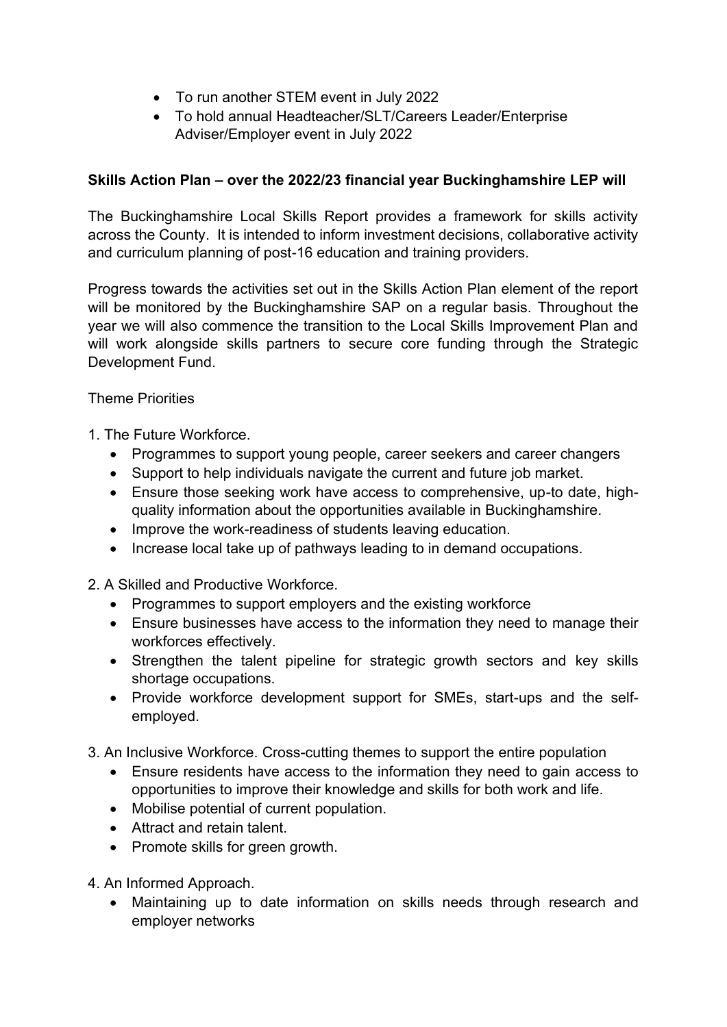- To run another STEM event in July 2022
- To hold annual Headteacher/SLT/Careers Leader/Enterprise Adviser/Employer event in July 2022

**Skills Action Plan – over the 2022/23 financial year Buckinghamshire LEP will**

The Buckinghamshire Local Skills Report provides a framework for skills activity across the County. It is intended to inform investment decisions, collaborative activity and curriculum planning of post-16 education and training providers.

Progress towards the activities set out in the Skills Action Plan element of the report will be monitored by the Buckinghamshire SAP on a regular basis. Throughout the year we will also commence the transition to the Local Skills Improvement Plan and will work alongside skills partners to secure core funding through the Strategic Development Fund.

Theme Priorities

1. The Future Workforce.
   - Programmes to support young people, career seekers and career changers
   - Support to help individuals navigate the current and future job market.
   - Ensure those seeking work have access to comprehensive, up-to date, high-quality information about the opportunities available in Buckinghamshire.
   - Improve the work-readiness of students leaving education.
   - Increase local take up of pathways leading to in demand occupations.

2. A Skilled and Productive Workforce.
   - Programmes to support employers and the existing workforce
   - Ensure businesses have access to the information they need to manage their workforces effectively.
   - Strengthen the talent pipeline for strategic growth sectors and key skills shortage occupations.
   - Provide workforce development support for SMEs, start-ups and the self-employed.

3. An Inclusive Workforce. Cross-cutting themes to support the entire population
   - Ensure residents have access to the information they need to gain access to opportunities to improve their knowledge and skills for both work and life.
   - Mobilise potential of current population.
   - Attract and retain talent.
   - Promote skills for green growth.

4. An Informed Approach.
   - Maintaining up to date information on skills needs through research and employer networks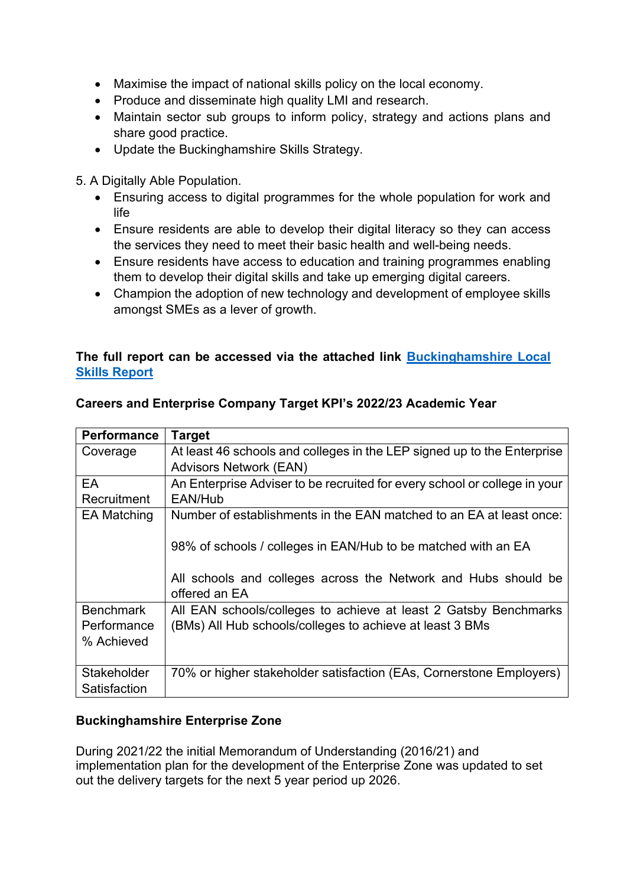- Maximise the impact of national skills policy on the local economy.
- Produce and disseminate high quality LMI and research.
- Maintain sector sub groups to inform policy, strategy and actions plans and share good practice.
- Update the Buckinghamshire Skills Strategy.

5. A Digitally Able Population.
   - Ensuring access to digital programmes for the whole population for work and life
   - Ensure residents are able to develop their digital literacy so they can access the services they need to meet their basic health and well-being needs.
   - Ensure residents have access to education and training programmes enabling them to develop their digital skills and take up emerging digital careers.
   - Champion the adoption of new technology and development of employee skills amongst SMEs as a lever of growth.

**The full report can be accessed via the attached link [Buckinghamshire Local Skills Report](Buckinghamshire Local Skills Report)**

**Careers and Enterprise Company Target KPI's 2022/23 Academic Year**

| Performance | Target |
|---|---|
| Coverage | At least 46 schools and colleges in the LEP signed up to the Enterprise Advisors Network (EAN) |
| EA Recruitment | An Enterprise Adviser to be recruited for every school or college in your EAN/Hub |
| EA Matching | Number of establishments in the EAN matched to an EA at least once:<br><br>98% of schools / colleges in EAN/Hub to be matched with an EA<br><br>All schools and colleges across the Network and Hubs should be offered an EA |
| Benchmark Performance % Achieved | All EAN schools/colleges to achieve at least 2 Gatsby Benchmarks (BMs) All Hub schools/colleges to achieve at least 3 BMs |
| Stakeholder Satisfaction | 70% or higher stakeholder satisfaction (EAs, Cornerstone Employers) |

**Buckinghamshire Enterprise Zone**

During 2021/22 the initial Memorandum of Understanding (2016/21) and implementation plan for the development of the Enterprise Zone was updated to set out the delivery targets for the next 5 year period up 2026.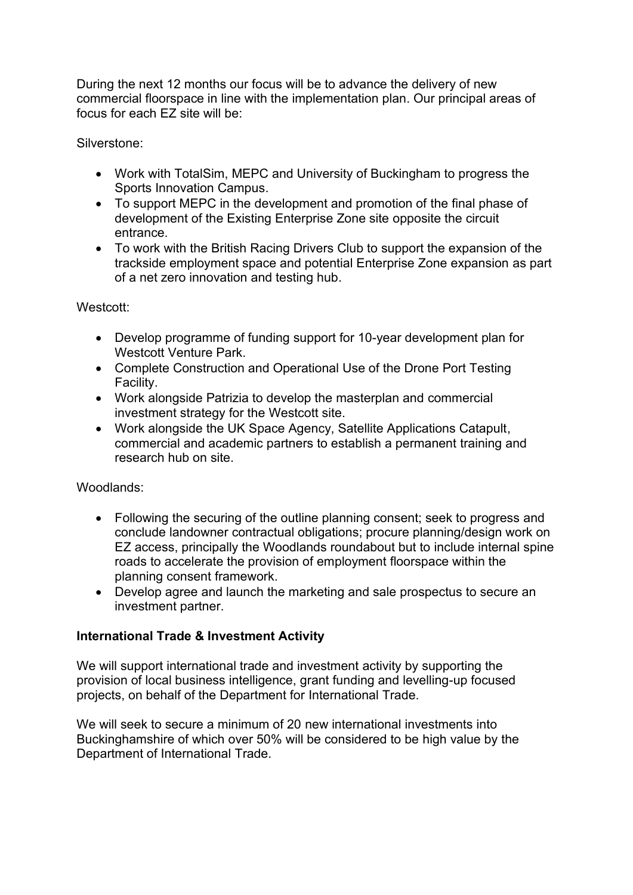During the next 12 months our focus will be to advance the delivery of new commercial floorspace in line with the implementation plan. Our principal areas of focus for each EZ site will be:

Silverstone:

- Work with TotalSim, MEPC and University of Buckingham to progress the Sports Innovation Campus.
- To support MEPC in the development and promotion of the final phase of development of the Existing Enterprise Zone site opposite the circuit entrance.
- To work with the British Racing Drivers Club to support the expansion of the trackside employment space and potential Enterprise Zone expansion as part of a net zero innovation and testing hub.

Westcott:

- Develop programme of funding support for 10-year development plan for Westcott Venture Park.
- Complete Construction and Operational Use of the Drone Port Testing Facility.
- Work alongside Patrizia to develop the masterplan and commercial investment strategy for the Westcott site.
- Work alongside the UK Space Agency, Satellite Applications Catapult, commercial and academic partners to establish a permanent training and research hub on site.

Woodlands:

- Following the securing of the outline planning consent; seek to progress and conclude landowner contractual obligations; procure planning/design work on EZ access, principally the Woodlands roundabout but to include internal spine roads to accelerate the provision of employment floorspace within the planning consent framework.
- Develop agree and launch the marketing and sale prospectus to secure an investment partner.

**International Trade & Investment Activity**

We will support international trade and investment activity by supporting the provision of local business intelligence, grant funding and levelling-up focused projects, on behalf of the Department for International Trade.

We will seek to secure a minimum of 20 new international investments into Buckinghamshire of which over 50% will be considered to be high value by the Department of International Trade.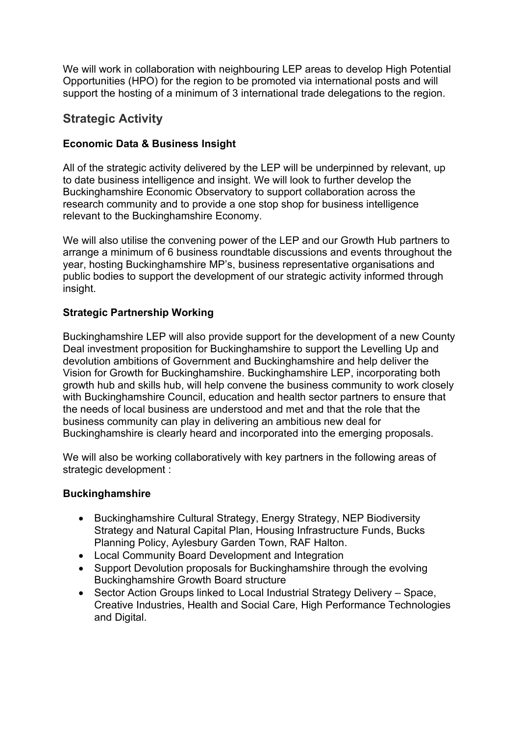We will work in collaboration with neighbouring LEP areas to develop High Potential Opportunities (HPO) for the region to be promoted via international posts and will support the hosting of a minimum of 3 international trade delegations to the region.

## Strategic Activity

### Economic Data & Business Insight

All of the strategic activity delivered by the LEP will be underpinned by relevant, up to date business intelligence and insight. We will look to further develop the Buckinghamshire Economic Observatory to support collaboration across the research community and to provide a one stop shop for business intelligence relevant to the Buckinghamshire Economy.

We will also utilise the convening power of the LEP and our Growth Hub partners to arrange a minimum of 6 business roundtable discussions and events throughout the year, hosting Buckinghamshire MP's, business representative organisations and public bodies to support the development of our strategic activity informed through insight.

### Strategic Partnership Working

Buckinghamshire LEP will also provide support for the development of a new County Deal investment proposition for Buckinghamshire to support the Levelling Up and devolution ambitions of Government and Buckinghamshire and help deliver the Vision for Growth for Buckinghamshire. Buckinghamshire LEP, incorporating both growth hub and skills hub, will help convene the business community to work closely with Buckinghamshire Council, education and health sector partners to ensure that the needs of local business are understood and met and that the role that the business community can play in delivering an ambitious new deal for Buckinghamshire is clearly heard and incorporated into the emerging proposals.

We will also be working collaboratively with key partners in the following areas of strategic development :

### Buckinghamshire

- Buckinghamshire Cultural Strategy, Energy Strategy, NEP Biodiversity Strategy and Natural Capital Plan, Housing Infrastructure Funds, Bucks Planning Policy, Aylesbury Garden Town, RAF Halton.
- Local Community Board Development and Integration
- Support Devolution proposals for Buckinghamshire through the evolving Buckinghamshire Growth Board structure
- Sector Action Groups linked to Local Industrial Strategy Delivery – Space, Creative Industries, Health and Social Care, High Performance Technologies and Digital.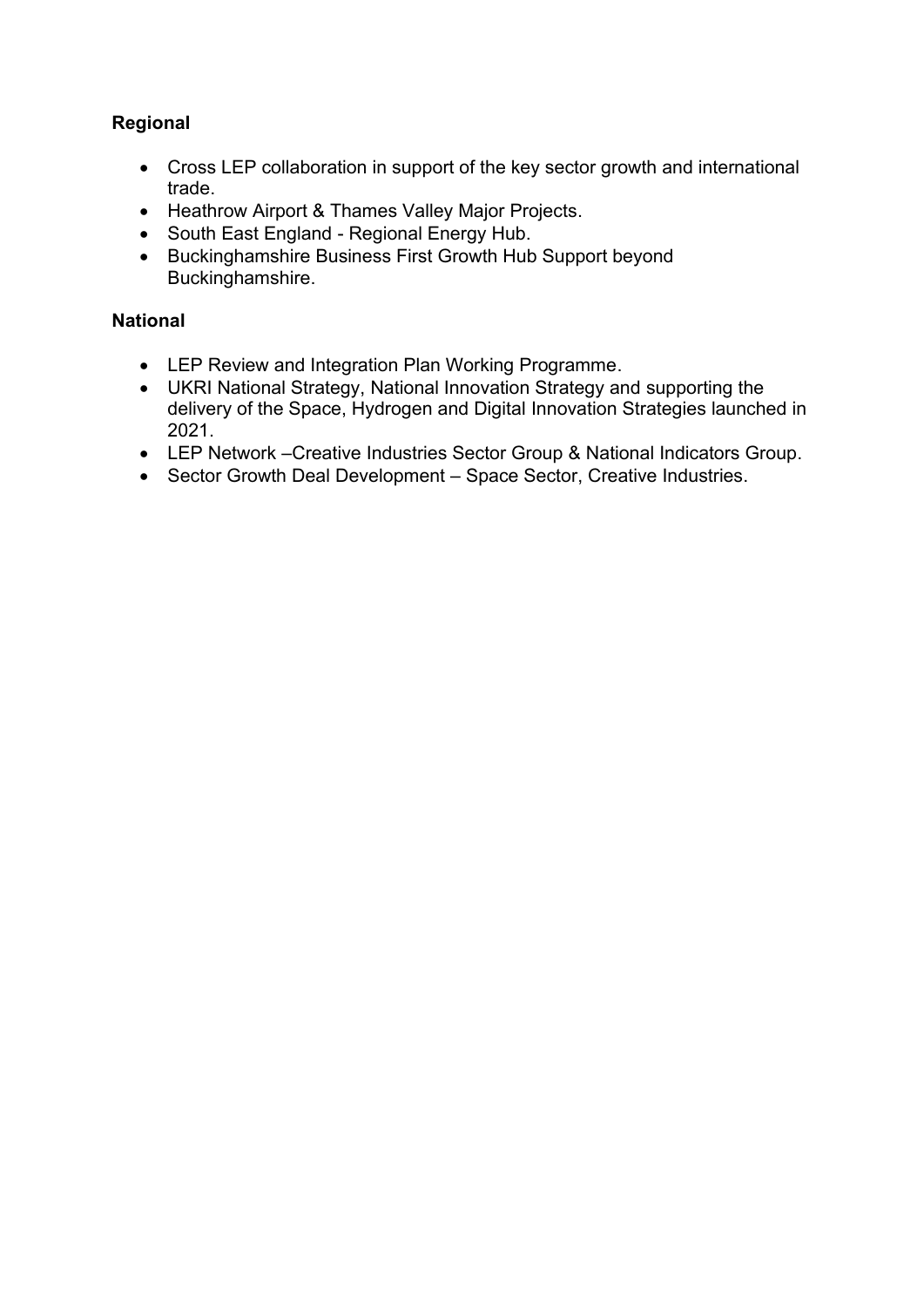**Regional**

- Cross LEP collaboration in support of the key sector growth and international trade.
- Heathrow Airport & Thames Valley Major Projects.
- South East England - Regional Energy Hub.
- Buckinghamshire Business First Growth Hub Support beyond Buckinghamshire.

**National**

- LEP Review and Integration Plan Working Programme.
- UKRI National Strategy, National Innovation Strategy and supporting the delivery of the Space, Hydrogen and Digital Innovation Strategies launched in 2021.
- LEP Network –Creative Industries Sector Group & National Indicators Group.
- Sector Growth Deal Development – Space Sector, Creative Industries.